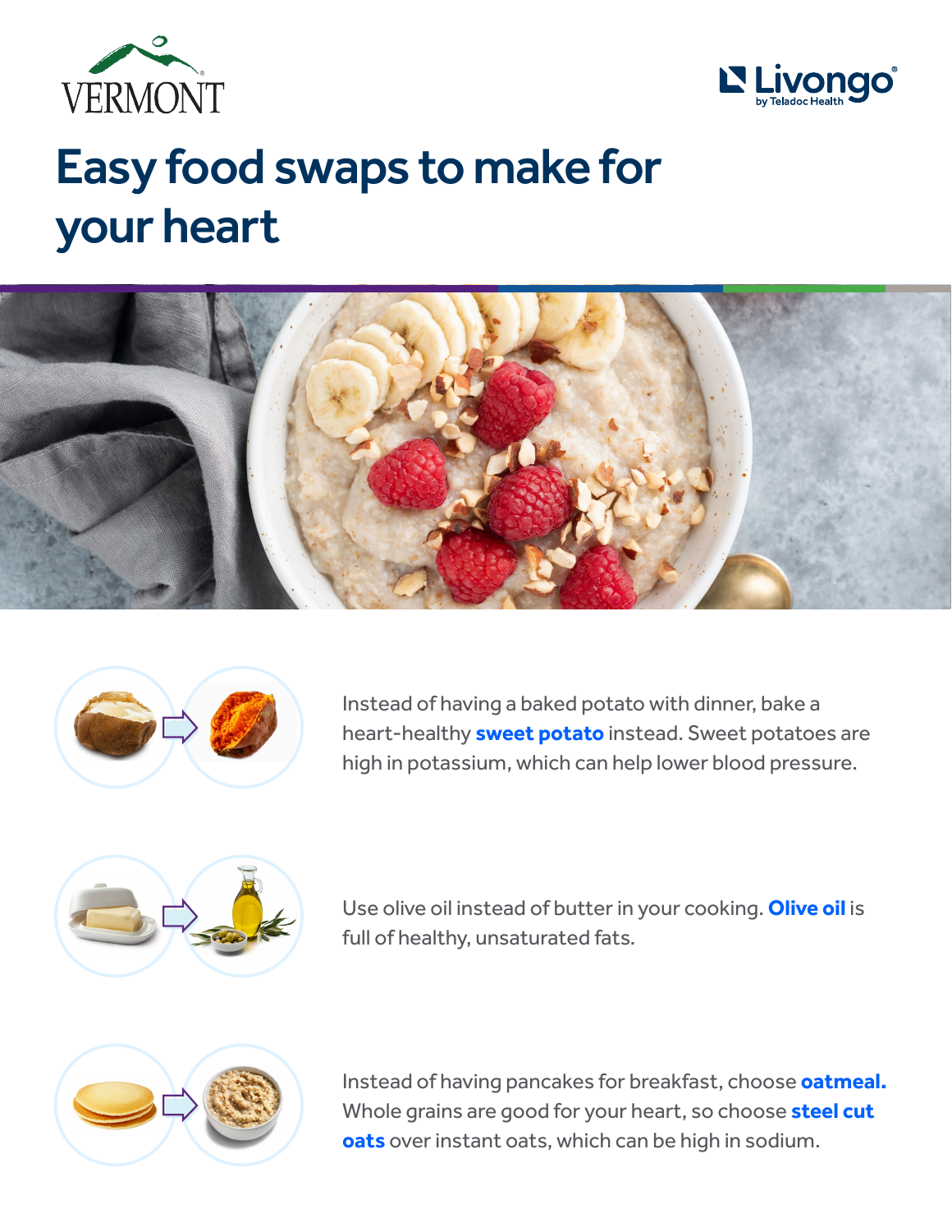# Easy food swaps to make for your heart

Instead of having a baked potato with dinner, bake a heart-healthy **sweet potato** instead. Sweet potatoes are high in potassium, which can help lower blood pressure.

Use olive oil instead of butter in your cooking. **Olive oil** is full of healthy, unsaturated fats.

Instead of having pancakes for breakfast, choose **oatmeal.** Whole grains are good for your heart, so choose **steel cut oats** over instant oats, which can be high in sodium.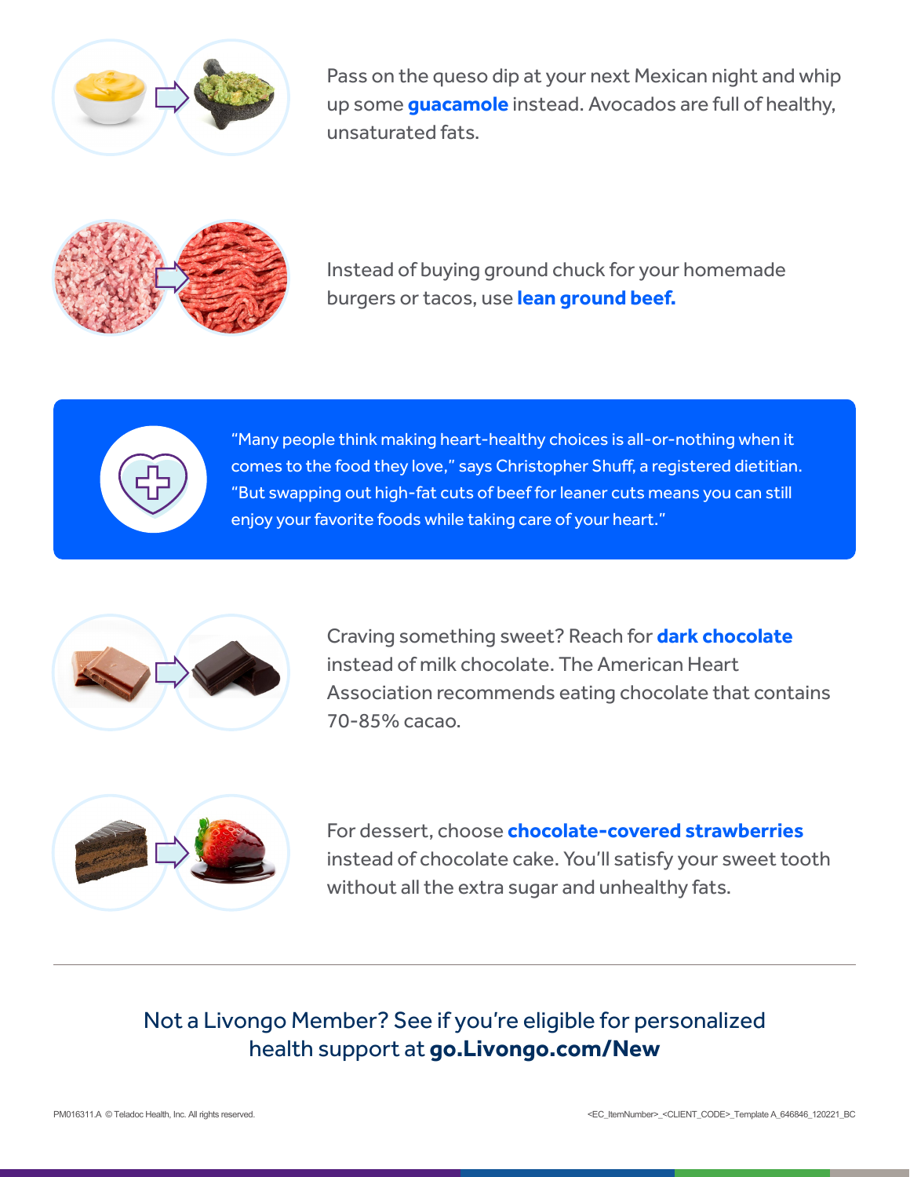Pass on the queso dip at your next Mexican night and whip up some **guacamole** instead. Avocados are full of healthy, unsaturated fats.

Instead of buying ground chuck for your homemade burgers or tacos, use **lean ground beef.**

"Many people think making heart-healthy choices is all-or-nothing when it comes to the food they love," says Christopher Shuff, a registered dietitian. "But swapping out high-fat cuts of beef for leaner cuts means you can still enjoy your favorite foods while taking care of your heart."

Craving something sweet? Reach for **dark chocolate** instead of milk chocolate. The American Heart Association recommends eating chocolate that contains 70-85% cacao.

For dessert, choose **chocolate-covered strawberries** instead of chocolate cake. You'll satisfy your sweet tooth without all the extra sugar and unhealthy fats.

---

Not a Livongo Member? See if you're eligible for personalized health support at **go.Livongo.com/New**

PM016311.A © Teladoc Health, Inc. All rights reserved.

<EC_ItemNumber>_<CLIENT_CODE>_Template A_646846_120221_BC